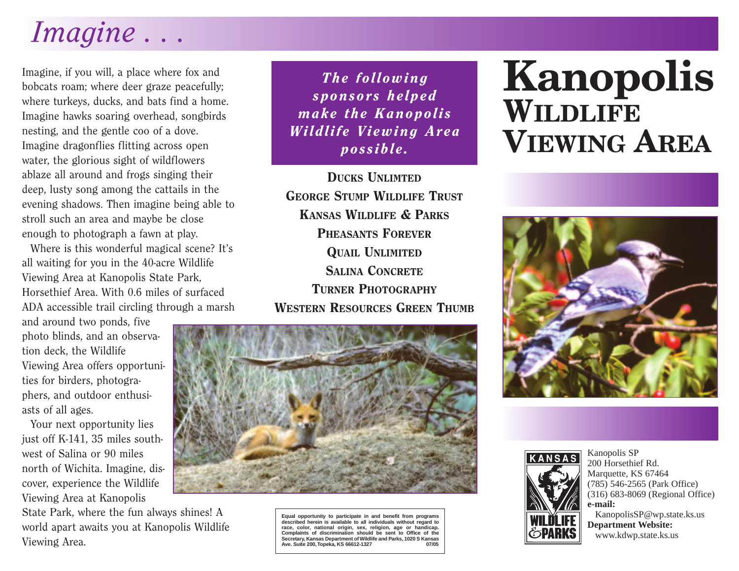# Imagine . . .

Imagine, if you will, a place where fox and bobcats roam; where deer graze peacefully; where turkeys, ducks, and bats find a home. Imagine hawks soaring overhead, songbirds nesting, and the gentle coo of a dove. Imagine dragonflies flitting across open water, the glorious sight of wildflowers ablaze all around and frogs singing their deep, lusty song among the cattails in the evening shadows. Then imagine being able to stroll such an area and maybe be close enough to photograph a fawn at play.

Where is this wonderful magical scene? It's all waiting for you in the 40-acre Wildlife Viewing Area at Kanopolis State Park, Horsethief Area. With 0.6 miles of surfaced ADA accessible trail circling through a marsh and around two ponds, five photo blinds, and an observation deck, the Wildlife Viewing Area offers opportunities for birders, photographers, and outdoor enthusiasts of all ages.

Your next opportunity lies just off K-141, 35 miles southwest of Salina or 90 miles north of Wichita. Imagine, discover, experience the Wildlife Viewing Area at Kanopolis State Park, where the fun always shines! A world apart awaits you at Kanopolis Wildlife Viewing Area.

***The following sponsors helped make the Kanopolis Wildlife Viewing Area possible.***

**DUCKS UNLIMTED**
**GEORGE STUMP WILDLIFE TRUST**
**KANSAS WILDLIFE & PARKS**
**PHEASANTS FOREVER**
**QUAIL UNLIMITED**
**SALINA CONCRETE**
**TURNER PHOTOGRAPHY**
**WESTERN RESOURCES GREEN THUMB**

Equal opportunity to participate in and benefit from programs described herein is available to all individuals without regard to race, color, national origin, sex, religion, age or handicap. Complaints of discrimination should be sent to Office of the Secretary, Kansas Department of Wildlife and Parks, 1020 S Kansas Ave. Suite 200, Topeka, KS 66612-1327 07/05

# Kanopolis Wildlife Viewing Area

KANSAS WILDLIFE & PARKS

Kanopolis SP
200 Horsethief Rd.
Marquette, KS 67464
(785) 546-2565 (Park Office)
(316) 683-8069 (Regional Office)
**e-mail:**
KanopolisSP@wp.state.ks.us
**Department Website:**
www.kdwp.state.ks.us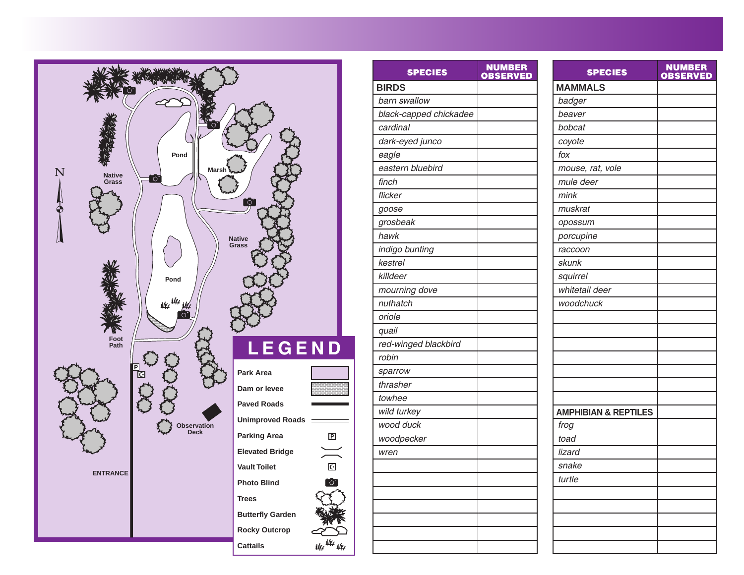Pond

Marsh

Native Grass

Native Grass

Pond

Foot Path

Observation Deck

ENTRANCE

N

## LEGEND

- Park Area
- Dam or levee
- Paved Roads
- Unimproved Roads
- Parking Area
- Elevated Bridge
- Vault Toilet
- Photo Blind
- Trees
- Butterfly Garden
- Rocky Outcrop
- Cattails

| SPECIES | NUMBER OBSERVED |
| --- | --- |
| **BIRDS** | |
| *barn swallow* | |
| *black-capped chickadee* | |
| *cardinal* | |
| *dark-eyed junco* | |
| *eagle* | |
| *eastern bluebird* | |
| *finch* | |
| *flicker* | |
| *goose* | |
| *grosbeak* | |
| *hawk* | |
| *indigo bunting* | |
| *kestrel* | |
| *killdeer* | |
| *mourning dove* | |
| *nuthatch* | |
| *oriole* | |
| *quail* | |
| *red-winged blackbird* | |
| *robin* | |
| *sparrow* | |
| *thrasher* | |
| *towhee* | |
| *wild turkey* | |
| *wood duck* | |
| *woodpecker* | |
| *wren* | |
| | |
| | |
| | |
| | |
| | |
| | |
| | |

| SPECIES | NUMBER OBSERVED |
| --- | --- |
| **MAMMALS** | |
| *badger* | |
| *beaver* | |
| *bobcat* | |
| *coyote* | |
| *fox* | |
| *mouse, rat, vole* | |
| *mule deer* | |
| *mink* | |
| *muskrat* | |
| *opossum* | |
| *porcupine* | |
| *raccoon* | |
| *skunk* | |
| *squirrel* | |
| *whitetail deer* | |
| *woodchuck* | |
| | |
| | |
| | |
| | |
| | |
| | |
| | |
| **AMPHIBIAN & REPTILES** | |
| *frog* | |
| *toad* | |
| *lizard* | |
| *snake* | |
| *turtle* | |
| | |
| | |
| | |
| | |
| | |